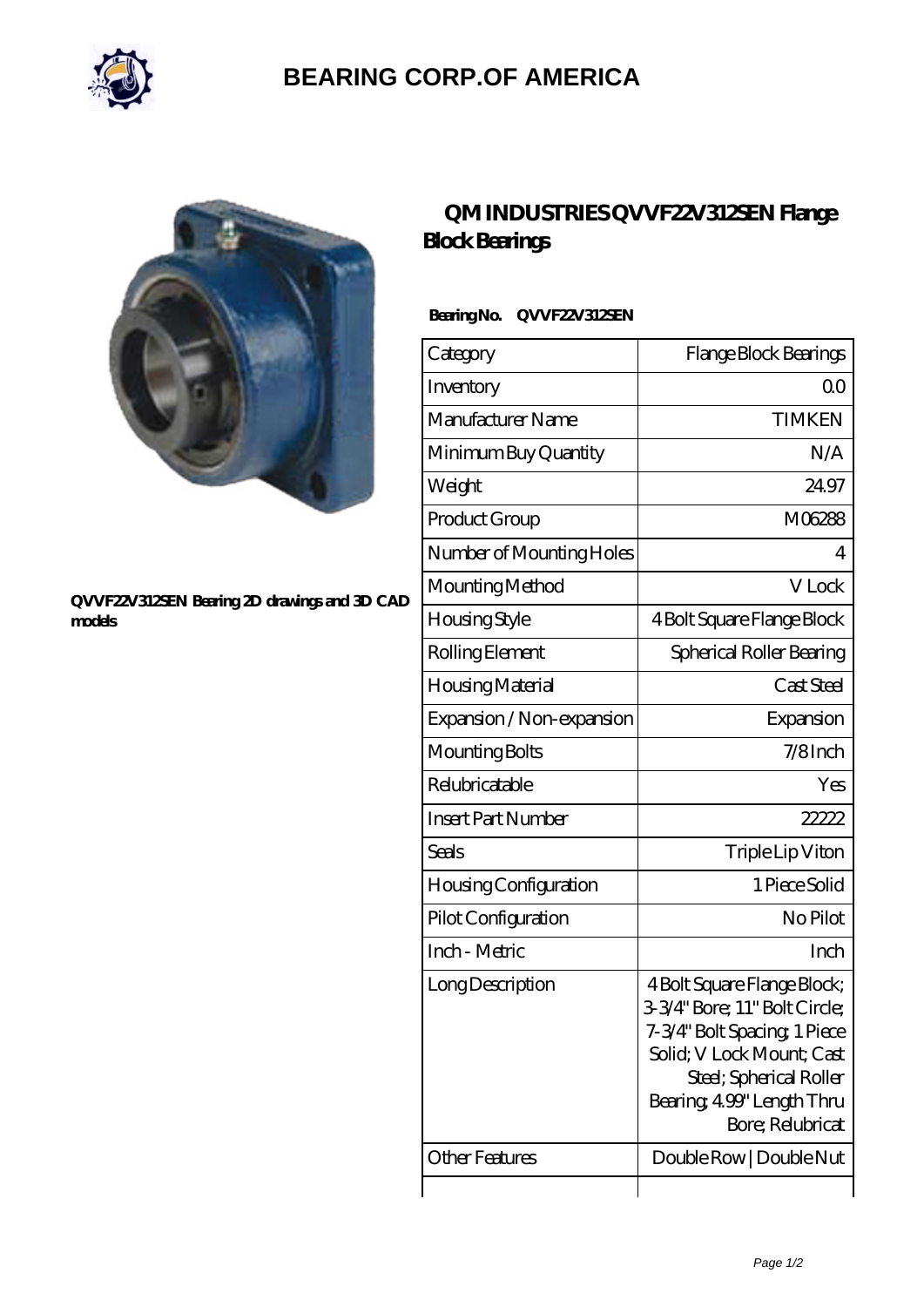# BEARING CORP.OF AMERICA

QVVF22V312SEN Bearing 2D drawings and 3D CAD models

## QM INDUSTRIES QVVF22V312SEN Flange Block Bearings

**Bearing No. QVVF22V312SEN**

| Category | Flange Block Bearings |
|---|---|
| Inventory | 0.0 |
| Manufacturer Name | TIMKEN |
| Minimum Buy Quantity | N/A |
| Weight | 24.97 |
| Product Group | M06288 |
| Number of Mounting Holes | 4 |
| Mounting Method | V Lock |
| Housing Style | 4 Bolt Square Flange Block |
| Rolling Element | Spherical Roller Bearing |
| Housing Material | Cast Steel |
| Expansion / Non-expansion | Expansion |
| Mounting Bolts | 7/8 Inch |
| Relubricatable | Yes |
| Insert Part Number | 22222 |
| Seals | Triple Lip Viton |
| Housing Configuration | 1 Piece Solid |
| Pilot Configuration | No Pilot |
| Inch - Metric | Inch |
| Long Description | 4 Bolt Square Flange Block; 3-3/4" Bore; 11" Bolt Circle; 7-3/4" Bolt Spacing; 1 Piece Solid; V Lock Mount; Cast Steel; Spherical Roller Bearing; 4.99" Length Thru Bore; Relubricat |
| Other Features | Double Row \| Double Nut |
| | |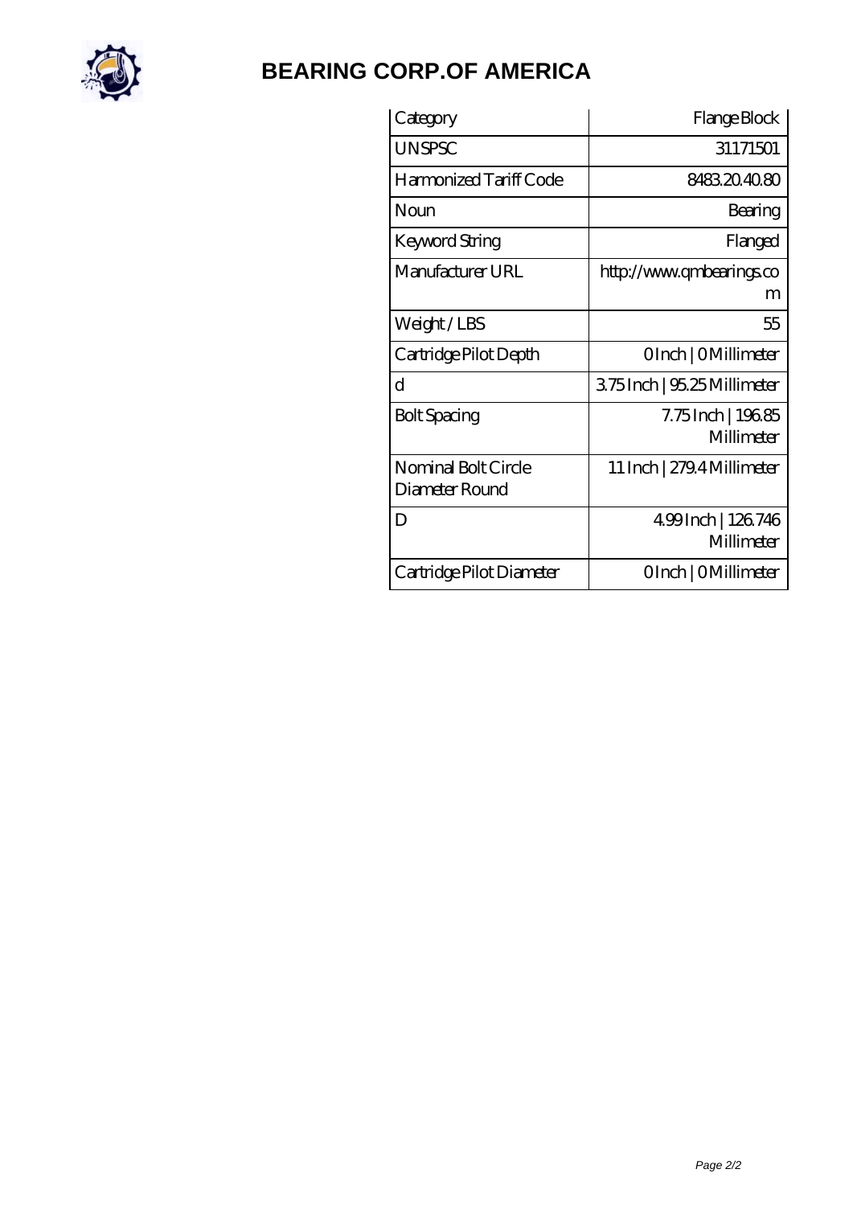## BEARING CORP.OF AMERICA

| | |
|---|---|
| Category | Flange Block |
| UNSPSC | 31171501 |
| Harmonized Tariff Code | 8483.20.40.80 |
| Noun | Bearing |
| Keyword String | Flanged |
| Manufacturer URL | http://www.qmbearings.com |
| Weight / LBS | 55 |
| Cartridge Pilot Depth | 0 Inch \| 0 Millimeter |
| d | 3.75 Inch \| 95.25 Millimeter |
| Bolt Spacing | 7.75 Inch \| 196.85 Millimeter |
| Nominal Bolt Circle Diameter Round | 11 Inch \| 279.4 Millimeter |
| D | 4.99 Inch \| 126.746 Millimeter |
| Cartridge Pilot Diameter | 0 Inch \| 0 Millimeter |